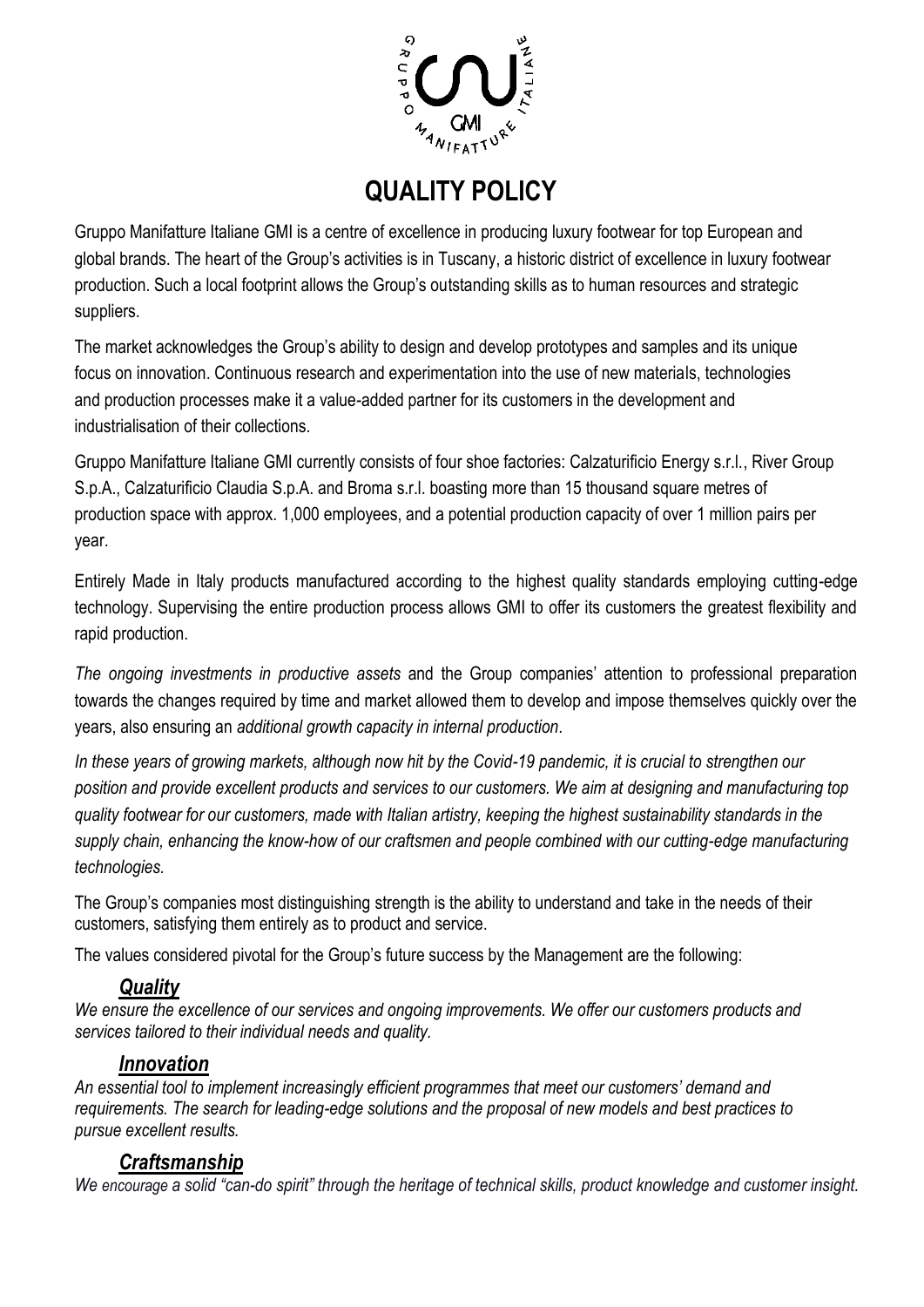# QUALITY POLICY

Gruppo Manifatture Italiane GMI is a centre of excellence in producing luxury footwear for top European and global brands. The heart of the Group's activities is in Tuscany, a historic district of excellence in luxury footwear production. Such a local footprint allows the Group's outstanding skills as to human resources and strategic suppliers.

The market acknowledges the Group's ability to design and develop prototypes and samples and its unique focus on innovation. Continuous research and experimentation into the use of new materials, technologies and production processes make it a value-added partner for its customers in the development and industrialisation of their collections.

Gruppo Manifatture Italiane GMI currently consists of four shoe factories: Calzaturificio Energy s.r.l., River Group S.p.A., Calzaturificio Claudia S.p.A. and Broma s.r.l. boasting more than 15 thousand square metres of production space with approx. 1,000 employees, and a potential production capacity of over 1 million pairs per year.

Entirely Made in Italy products manufactured according to the highest quality standards employing cutting-edge technology. Supervising the entire production process allows GMI to offer its customers the greatest flexibility and rapid production.

*The ongoing investments in productive assets* and the Group companies' attention to professional preparation towards the changes required by time and market allowed them to develop and impose themselves quickly over the years, also ensuring an *additional growth capacity in internal production*.

*In these years of growing markets, although now hit by the Covid-19 pandemic, it is crucial to strengthen our position and provide excellent products and services to our customers. We aim at designing and manufacturing top quality footwear for our customers, made with Italian artistry, keeping the highest sustainability standards in the supply chain, enhancing the know-how of our craftsmen and people combined with our cutting-edge manufacturing technologies.*

The Group's companies most distinguishing strength is the ability to understand and take in the needs of their customers, satisfying them entirely as to product and service.

The values considered pivotal for the Group's future success by the Management are the following:

### ***Quality***

*We ensure the excellence of our services and ongoing improvements. We offer our customers products and services tailored to their individual needs and quality.*

### ***Innovation***

*An essential tool to implement increasingly efficient programmes that meet our customers' demand and requirements. The search for leading-edge solutions and the proposal of new models and best practices to pursue excellent results.*

### ***Craftsmanship***

*We encourage a solid "can-do spirit" through the heritage of technical skills, product knowledge and customer insight.*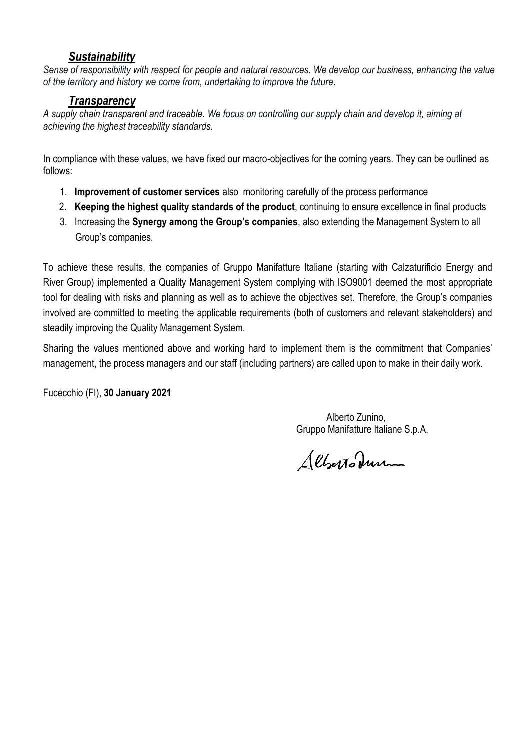### ***Sustainability***

*Sense of responsibility with respect for people and natural resources. We develop our business, enhancing the value of the territory and history we come from, undertaking to improve the future.*

### ***Transparency***

*A supply chain transparent and traceable. We focus on controlling our supply chain and develop it, aiming at achieving the highest traceability standards.*

In compliance with these values, we have fixed our macro-objectives for the coming years. They can be outlined as follows:

1. **Improvement of customer services** also monitoring carefully of the process performance
2. **Keeping the highest quality standards of the product**, continuing to ensure excellence in final products
3. Increasing the **Synergy among the Group's companies**, also extending the Management System to all Group's companies.

To achieve these results, the companies of Gruppo Manifatture Italiane (starting with Calzaturificio Energy and River Group) implemented a Quality Management System complying with ISO9001 deemed the most appropriate tool for dealing with risks and planning as well as to achieve the objectives set. Therefore, the Group's companies involved are committed to meeting the applicable requirements (both of customers and relevant stakeholders) and steadily improving the Quality Management System.

Sharing the values mentioned above and working hard to implement them is the commitment that Companies' management, the process managers and our staff (including partners) are called upon to make in their daily work.

Fucecchio (FI), **30 January 2021**

Alberto Zunino,
Gruppo Manifatture Italiane S.p.A.

Alberto Zunino